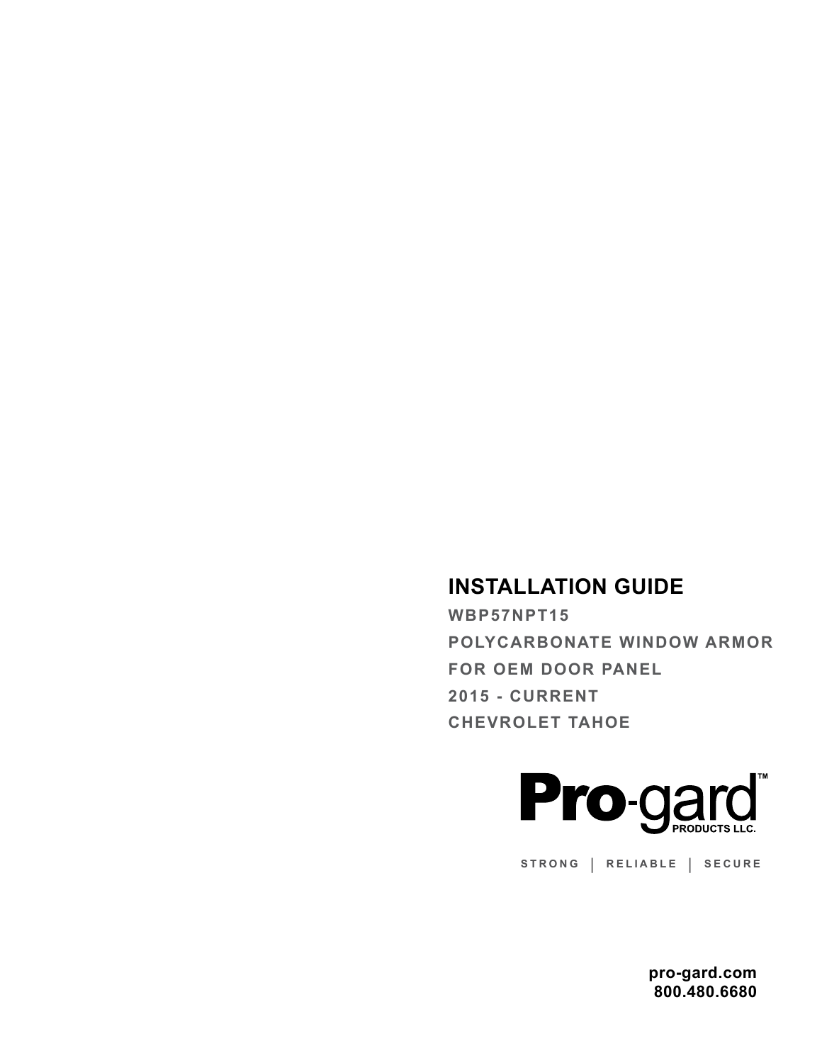# INSTALLATION GUIDE

**WBP57NPT15**

**POLYCARBONATE WINDOW ARMOR**

**FOR OEM DOOR PANEL**

**2015 - CURRENT**

**CHEVROLET TAHOE**

**Pro-gard™ PRODUCTS LLC.**

STRONG | RELIABLE | SECURE

**pro-gard.com**
**800.480.6680**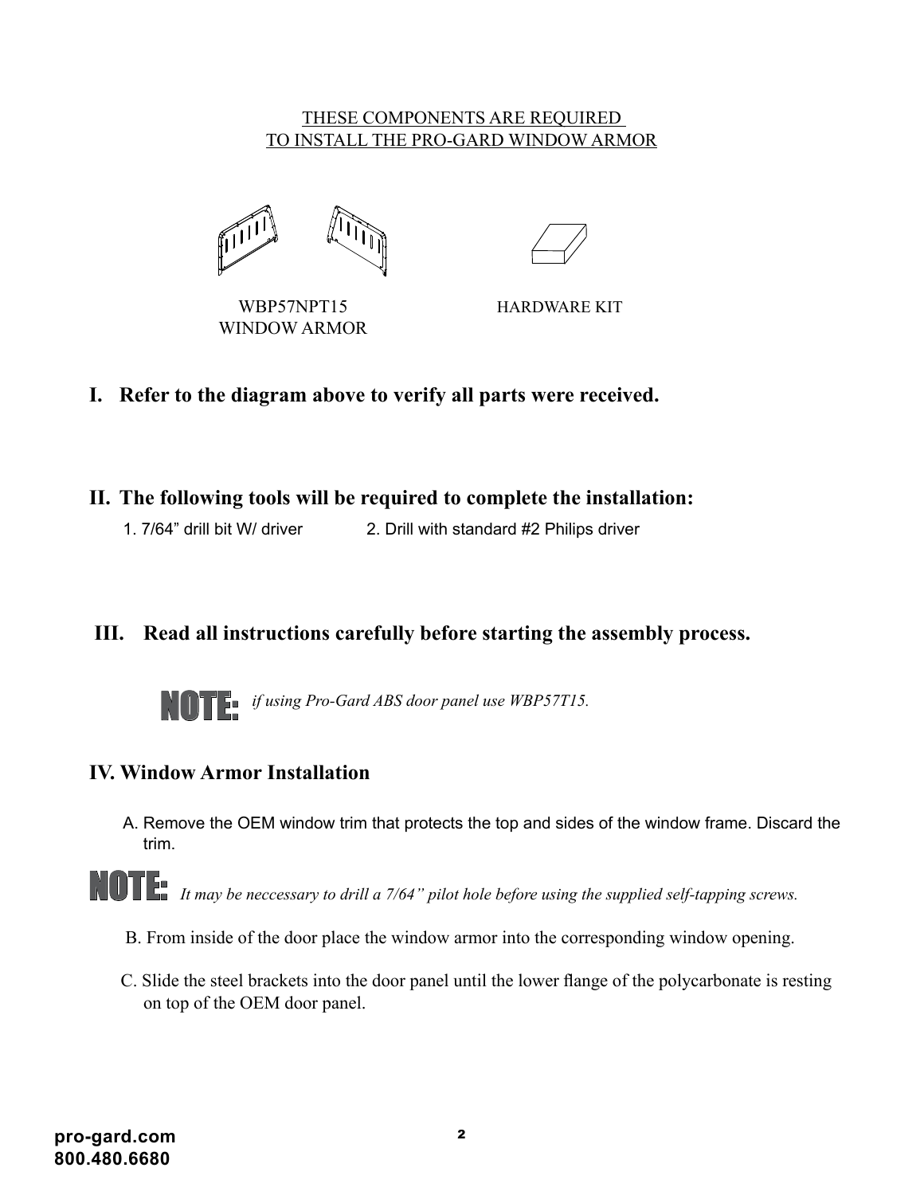THESE COMPONENTS ARE REQUIRED
TO INSTALL THE PRO-GARD WINDOW ARMOR

WBP57NPT15
WINDOW ARMOR

HARDWARE KIT

## I. Refer to the diagram above to verify all parts were received.

## II. The following tools will be required to complete the installation:

1. 7/64” drill bit W/ driver
2. Drill with standard #2 Philips driver

## III. Read all instructions carefully before starting the assembly process.

**NOTE:** *if using Pro-Gard ABS door panel use WBP57T15.*

## IV. Window Armor Installation

A. Remove the OEM window trim that protects the top and sides of the window frame. Discard the trim.

**NOTE:** *It may be neccessary to drill a 7/64” pilot hole before using the supplied self-tapping screws.*

B. From inside of the door place the window armor into the corresponding window opening.

C. Slide the steel brackets into the door panel until the lower flange of the polycarbonate is resting on top of the OEM door panel.

pro-gard.com
800.480.6680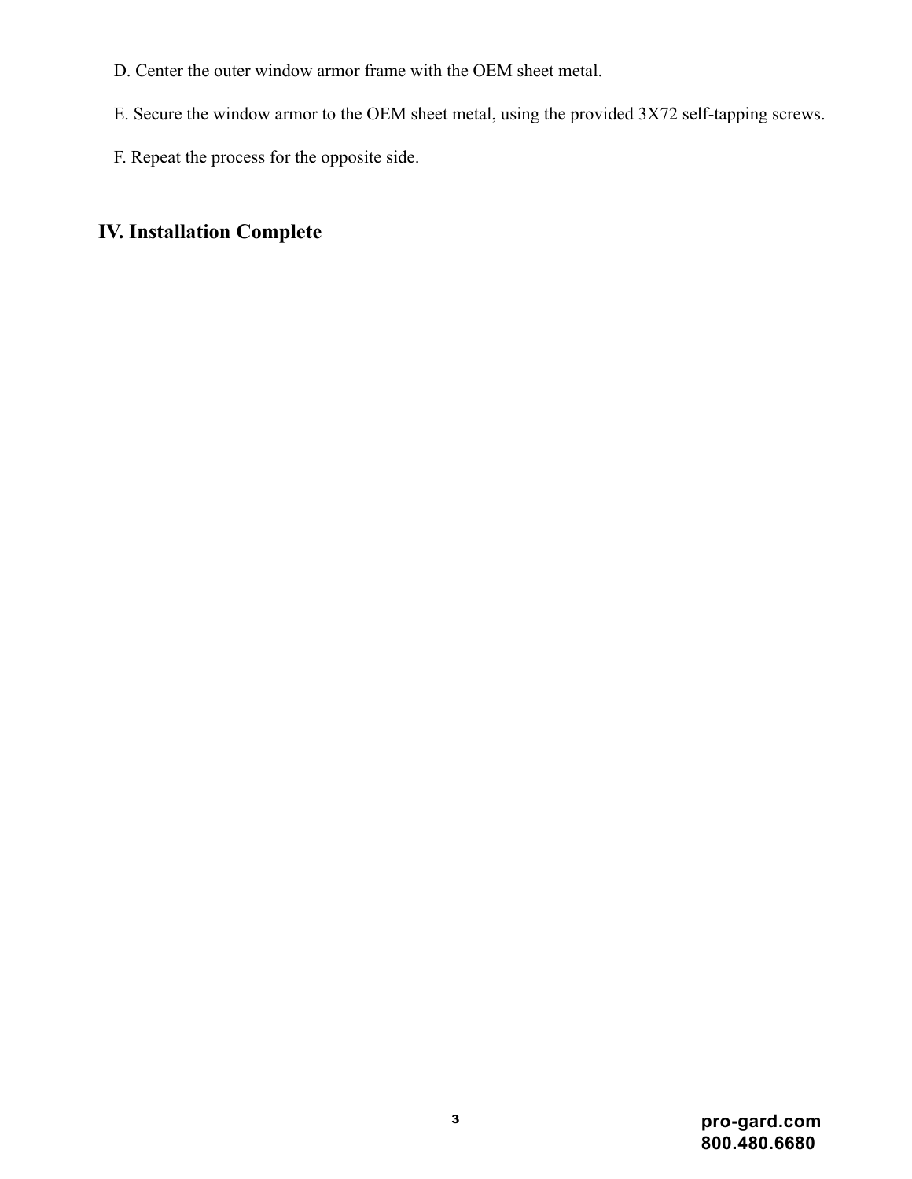D. Center the outer window armor frame with the OEM sheet metal.

E. Secure the window armor to the OEM sheet metal, using the provided 3X72 self-tapping screws.

F. Repeat the process for the opposite side.

## IV. Installation Complete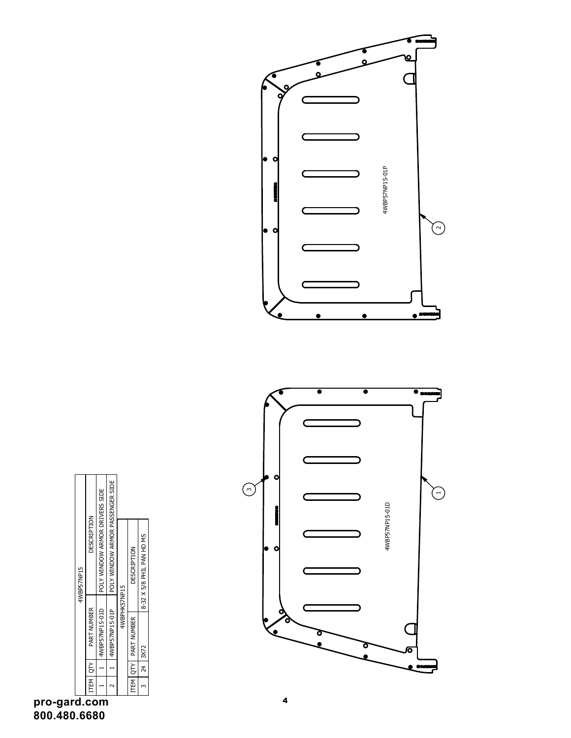| 4WBP57NP15 | | | |
|---|---|---|---|
| ITEM | QTY | PART NUMBER | DESCRIPTION |
| 1 | 1 | 4WBP57NP15-01D | POLY WINDOW ARMOR DRIVERS SIDE |
| 2 | 1 | 4WBP57NP15-01P | POLY WINDOW ARMOR PASSENGER SIDE |

| 4WBPHK57NP15 | | | |
|---|---|---|---|
| ITEM | QTY | PART NUMBER | DESCRIPTION |
| 3 | 24 | 3X72 | 8-32 X 5/8 PHIL PAN HD MS |

4WBP57NP15-01P

2

4WBP57NP15-01D

1

3

**pro-gard.com**
**800.480.6680**